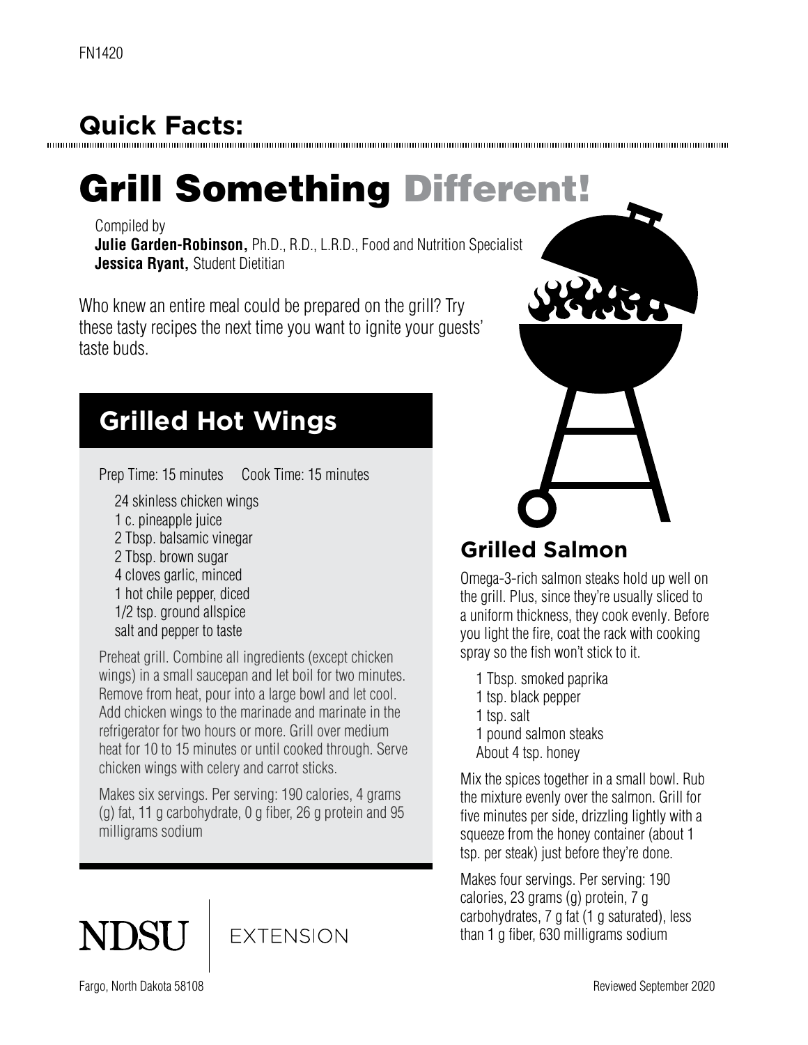FN1420

## Quick Facts:

# Grill Something Different!

Compiled by
**Julie Garden-Robinson,** Ph.D., R.D., L.R.D., Food and Nutrition Specialist
**Jessica Ryant,** Student Dietitian

Who knew an entire meal could be prepared on the grill? Try these tasty recipes the next time you want to ignite your guests' taste buds.

## Grilled Hot Wings

Prep Time: 15 minutes  Cook Time: 15 minutes

- 24 skinless chicken wings
- 1 c. pineapple juice
- 2 Tbsp. balsamic vinegar
- 2 Tbsp. brown sugar
- 4 cloves garlic, minced
- 1 hot chile pepper, diced
- 1/2 tsp. ground allspice
- salt and pepper to taste

Preheat grill. Combine all ingredients (except chicken wings) in a small saucepan and let boil for two minutes. Remove from heat, pour into a large bowl and let cool. Add chicken wings to the marinade and marinate in the refrigerator for two hours or more. Grill over medium heat for 10 to 15 minutes or until cooked through. Serve chicken wings with celery and carrot sticks.

Makes six servings. Per serving: 190 calories, 4 grams (g) fat, 11 g carbohydrate, 0 g fiber, 26 g protein and 95 milligrams sodium

## Grilled Salmon

Omega-3-rich salmon steaks hold up well on the grill. Plus, since they're usually sliced to a uniform thickness, they cook evenly. Before you light the fire, coat the rack with cooking spray so the fish won't stick to it.

- 1 Tbsp. smoked paprika
- 1 tsp. black pepper
- 1 tsp. salt
- 1 pound salmon steaks
- About 4 tsp. honey

Mix the spices together in a small bowl. Rub the mixture evenly over the salmon. Grill for five minutes per side, drizzling lightly with a squeeze from the honey container (about 1 tsp. per steak) just before they're done.

Makes four servings. Per serving: 190 calories, 23 grams (g) protein, 7 g carbohydrates, 7 g fat (1 g saturated), less than 1 g fiber, 630 milligrams sodium

NDSU EXTENSION

Fargo, North Dakota 58108

Reviewed September 2020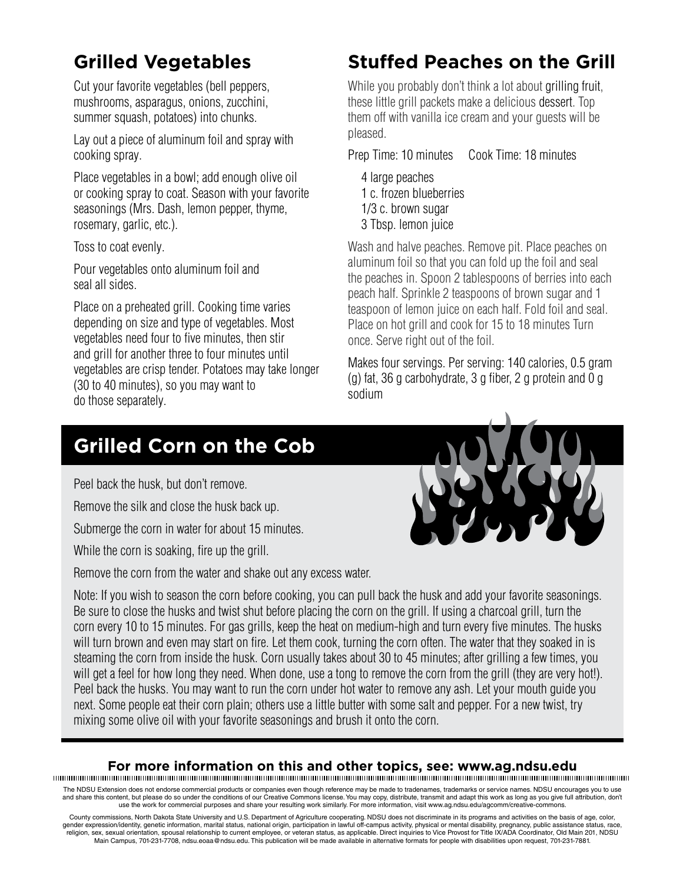## Grilled Vegetables

Cut your favorite vegetables (bell peppers, mushrooms, asparagus, onions, zucchini, summer squash, potatoes) into chunks.

Lay out a piece of aluminum foil and spray with cooking spray.

Place vegetables in a bowl; add enough olive oil or cooking spray to coat. Season with your favorite seasonings (Mrs. Dash, lemon pepper, thyme, rosemary, garlic, etc.).

Toss to coat evenly.

Pour vegetables onto aluminum foil and seal all sides.

Place on a preheated grill. Cooking time varies depending on size and type of vegetables. Most vegetables need four to five minutes, then stir and grill for another three to four minutes until vegetables are crisp tender. Potatoes may take longer (30 to 40 minutes), so you may want to do those separately.

## Stuffed Peaches on the Grill

While you probably don't think a lot about grilling fruit, these little grill packets make a delicious dessert. Top them off with vanilla ice cream and your guests will be pleased.

Prep Time: 10 minutes Cook Time: 18 minutes

- 4 large peaches
- 1 c. frozen blueberries
- 1/3 c. brown sugar
- 3 Tbsp. lemon juice

Wash and halve peaches. Remove pit. Place peaches on aluminum foil so that you can fold up the foil and seal the peaches in. Spoon 2 tablespoons of berries into each peach half. Sprinkle 2 teaspoons of brown sugar and 1 teaspoon of lemon juice on each half. Fold foil and seal. Place on hot grill and cook for 15 to 18 minutes Turn once. Serve right out of the foil.

Makes four servings. Per serving: 140 calories, 0.5 gram (g) fat, 36 g carbohydrate, 3 g fiber, 2 g protein and 0 g sodium

## Grilled Corn on the Cob

Peel back the husk, but don't remove.

Remove the silk and close the husk back up.

Submerge the corn in water for about 15 minutes.

While the corn is soaking, fire up the grill.

Remove the corn from the water and shake out any excess water.

Note: If you wish to season the corn before cooking, you can pull back the husk and add your favorite seasonings. Be sure to close the husks and twist shut before placing the corn on the grill. If using a charcoal grill, turn the corn every 10 to 15 minutes. For gas grills, keep the heat on medium-high and turn every five minutes. The husks will turn brown and even may start on fire. Let them cook, turning the corn often. The water that they soaked in is steaming the corn from inside the husk. Corn usually takes about 30 to 45 minutes; after grilling a few times, you will get a feel for how long they need. When done, use a tong to remove the corn from the grill (they are very hot!). Peel back the husks. You may want to run the corn under hot water to remove any ash. Let your mouth guide you next. Some people eat their corn plain; others use a little butter with some salt and pepper. For a new twist, try mixing some olive oil with your favorite seasonings and brush it onto the corn.

**For more information on this and other topics, see: www.ag.ndsu.edu**

The NDSU Extension does not endorse commercial products or companies even though reference may be made to tradenames, trademarks or service names. NDSU encourages you to use and share this content, but please do so under the conditions of our Creative Commons license. You may copy, distribute, transmit and adapt this work as long as you give full attribution, don't use the work for commercial purposes and share your resulting work similarly. For more information, visit www.ag.ndsu.edu/agcomm/creative-commons.

County commissions, North Dakota State University and U.S. Department of Agriculture cooperating. NDSU does not discriminate in its programs and activities on the basis of age, color, gender expression/identity, genetic information, marital status, national origin, participation in lawful off-campus activity, physical or mental disability, pregnancy, public assistance status, race, religion, sex, sexual orientation, spousal relationship to current employee, or veteran status, as applicable. Direct inquiries to Vice Provost for Title IX/ADA Coordinator, Old Main 201, NDSU Main Campus, 701-231-7708, ndsu.eoaa@ndsu.edu. This publication will be made available in alternative formats for people with disabilities upon request, 701-231-7881.